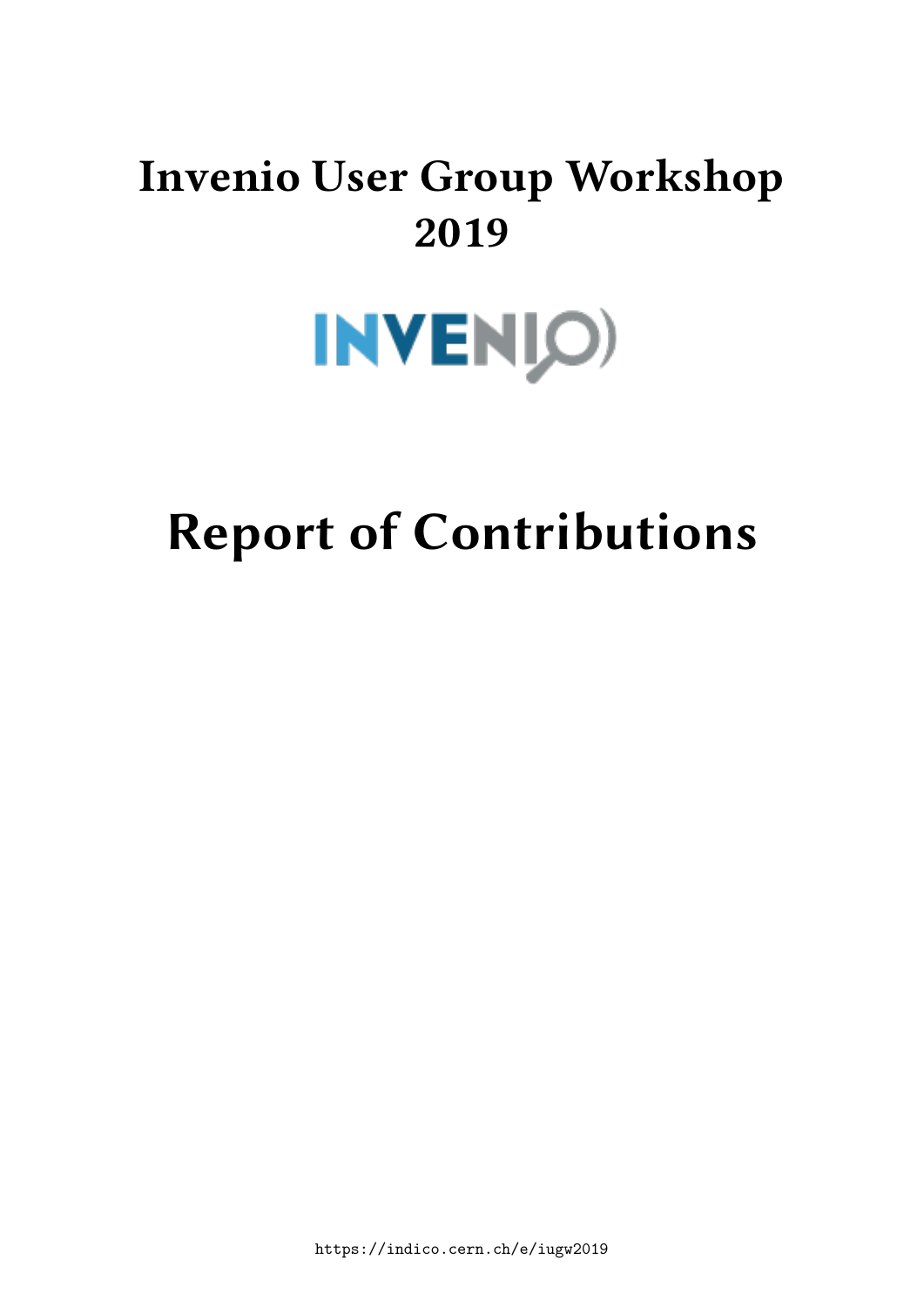# Invenio User Group Workshop 2019

# Report of Contributions

https://indico.cern.ch/e/iugw2019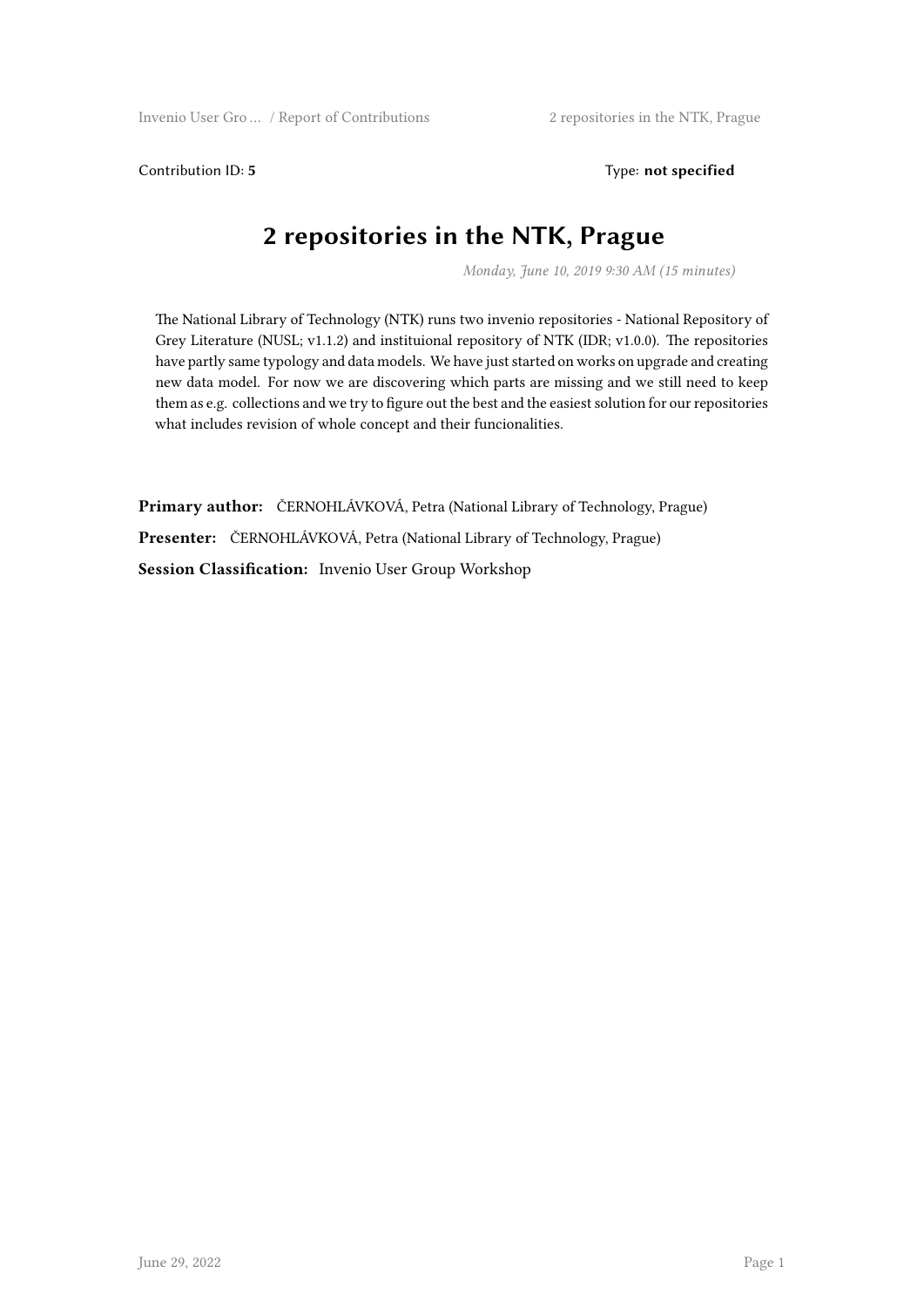Contribution ID: **5** Type: **not specified**

# 2 repositories in the NTK, Prague

*Monday, June 10, 2019 9:30 AM (15 minutes)*

The National Library of Technology (NTK) runs two invenio repositories - National Repository of Grey Literature (NUSL; v1.1.2) and instituional repository of NTK (IDR; v1.0.0). The repositories have partly same typology and data models. We have just started on works on upgrade and creating new data model. For now we are discovering which parts are missing and we still need to keep them as e.g. collections and we try to figure out the best and the easiest solution for our repositories what includes revision of whole concept and their funcionalities.

**Primary author:** ČERNOHLÁVKOVÁ, Petra (National Library of Technology, Prague)

**Presenter:** ČERNOHLÁVKOVÁ, Petra (National Library of Technology, Prague)

**Session Classification:** Invenio User Group Workshop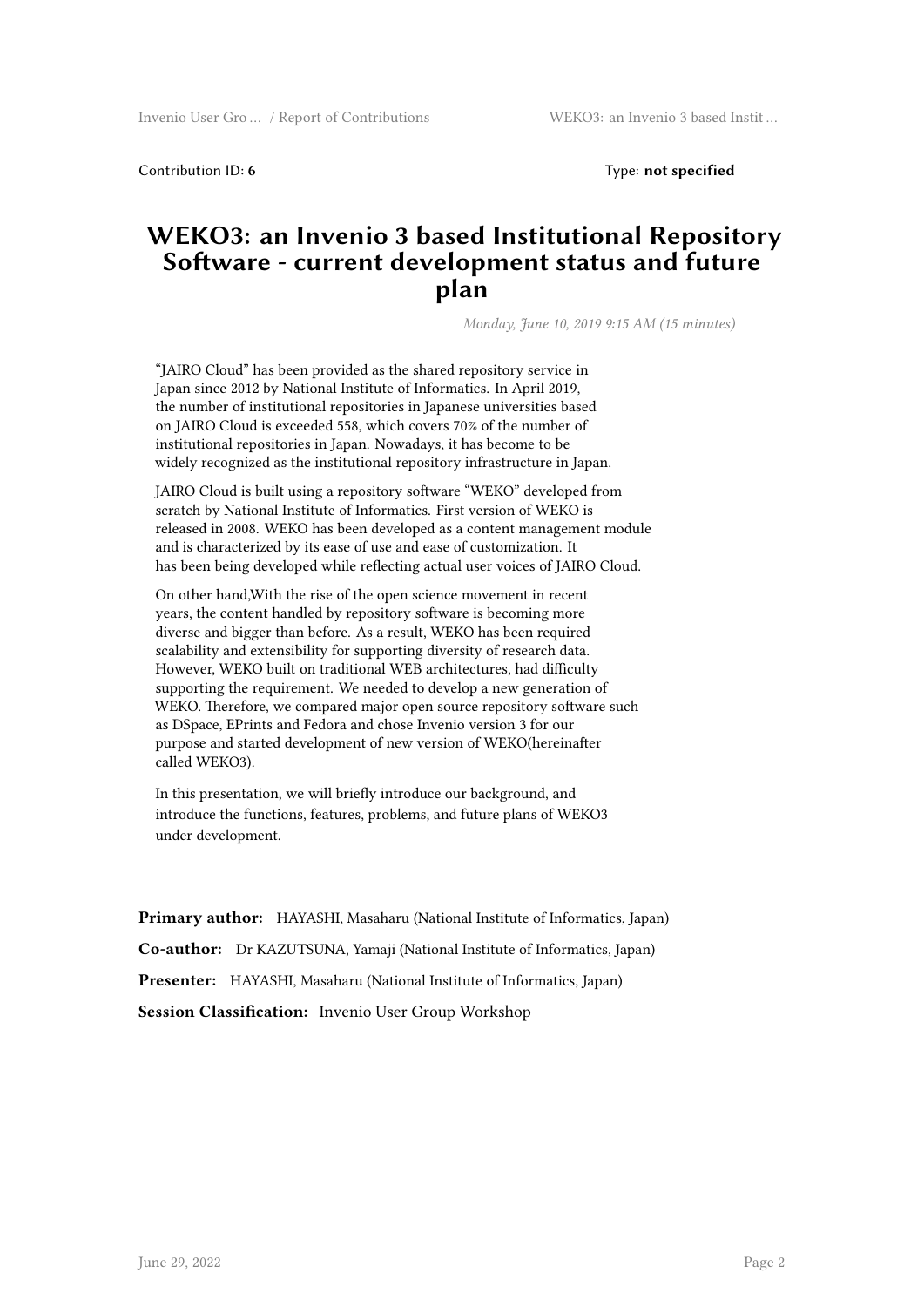Contribution ID: **6** Type: **not specified**

# WEKO3: an Invenio 3 based Institutional Repository Software - current development status and future plan

*Monday, June 10, 2019 9:15 AM (15 minutes)*

“JAIRO Cloud” has been provided as the shared repository service in Japan since 2012 by National Institute of Informatics. In April 2019, the number of institutional repositories in Japanese universities based on JAIRO Cloud is exceeded 558, which covers 70% of the number of institutional repositories in Japan. Nowadays, it has become to be widely recognized as the institutional repository infrastructure in Japan.

JAIRO Cloud is built using a repository software “WEKO” developed from scratch by National Institute of Informatics. First version of WEKO is released in 2008. WEKO has been developed as a content management module and is characterized by its ease of use and ease of customization. It has been being developed while reflecting actual user voices of JAIRO Cloud.

On other hand,With the rise of the open science movement in recent years, the content handled by repository software is becoming more diverse and bigger than before. As a result, WEKO has been required scalability and extensibility for supporting diversity of research data. However, WEKO built on traditional WEB architectures, had difficulty supporting the requirement. We needed to develop a new generation of WEKO. Therefore, we compared major open source repository software such as DSpace, EPrints and Fedora and chose Invenio version 3 for our purpose and started development of new version of WEKO(hereinafter called WEKO3).

In this presentation, we will briefly introduce our background, and introduce the functions, features, problems, and future plans of WEKO3 under development.

**Primary author:** HAYASHI, Masaharu (National Institute of Informatics, Japan)

**Co-author:** Dr KAZUTSUNA, Yamaji (National Institute of Informatics, Japan)

**Presenter:** HAYASHI, Masaharu (National Institute of Informatics, Japan)

**Session Classification:** Invenio User Group Workshop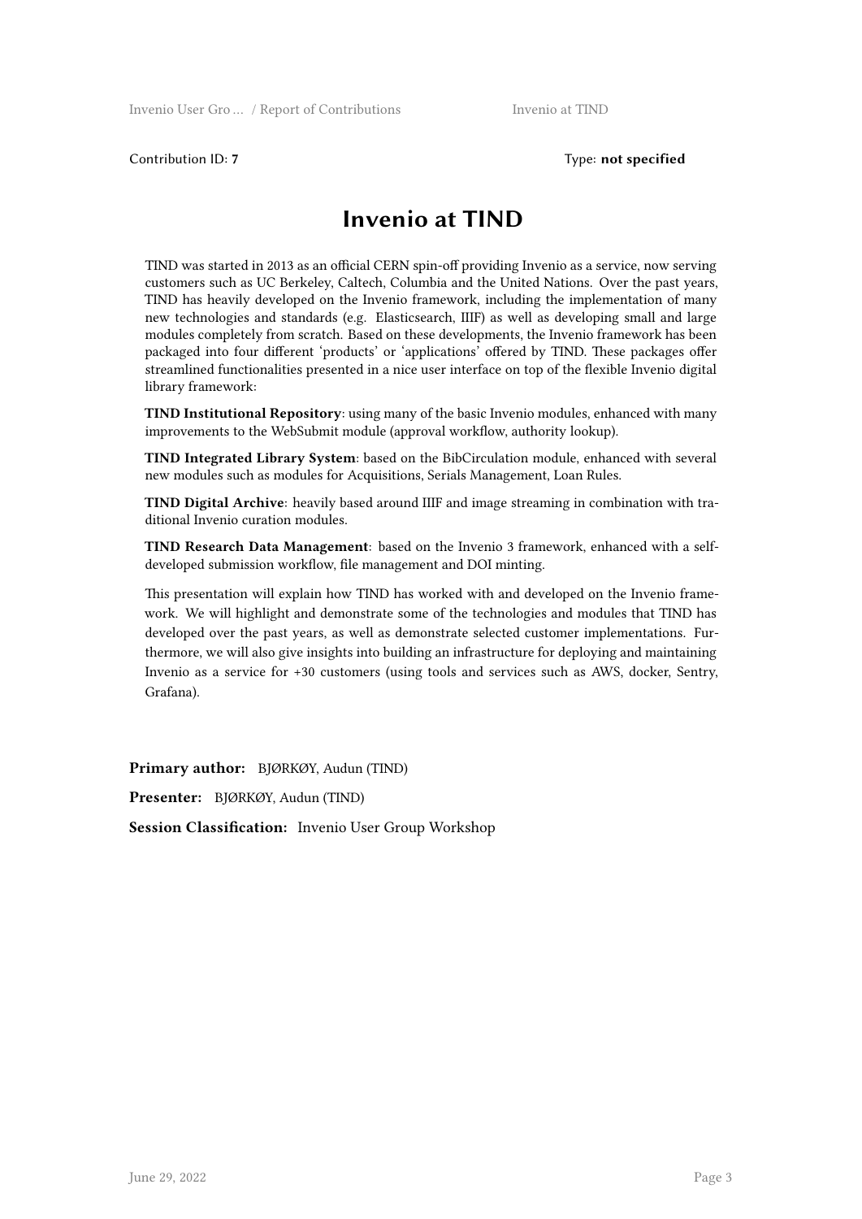Contribution ID: **7** Type: **not specified**

# Invenio at TIND

TIND was started in 2013 as an official CERN spin-off providing Invenio as a service, now serving customers such as UC Berkeley, Caltech, Columbia and the United Nations. Over the past years, TIND has heavily developed on the Invenio framework, including the implementation of many new technologies and standards (e.g. Elasticsearch, IIIF) as well as developing small and large modules completely from scratch. Based on these developments, the Invenio framework has been packaged into four different 'products' or 'applications' offered by TIND. These packages offer streamlined functionalities presented in a nice user interface on top of the flexible Invenio digital library framework:

**TIND Institutional Repository**: using many of the basic Invenio modules, enhanced with many improvements to the WebSubmit module (approval workflow, authority lookup).

**TIND Integrated Library System**: based on the BibCirculation module, enhanced with several new modules such as modules for Acquisitions, Serials Management, Loan Rules.

**TIND Digital Archive**: heavily based around IIIF and image streaming in combination with traditional Invenio curation modules.

**TIND Research Data Management**: based on the Invenio 3 framework, enhanced with a self-developed submission workflow, file management and DOI minting.

This presentation will explain how TIND has worked with and developed on the Invenio framework. We will highlight and demonstrate some of the technologies and modules that TIND has developed over the past years, as well as demonstrate selected customer implementations. Furthermore, we will also give insights into building an infrastructure for deploying and maintaining Invenio as a service for +30 customers (using tools and services such as AWS, docker, Sentry, Grafana).

**Primary author:** BJØRKØY, Audun (TIND)

**Presenter:** BJØRKØY, Audun (TIND)

**Session Classification:** Invenio User Group Workshop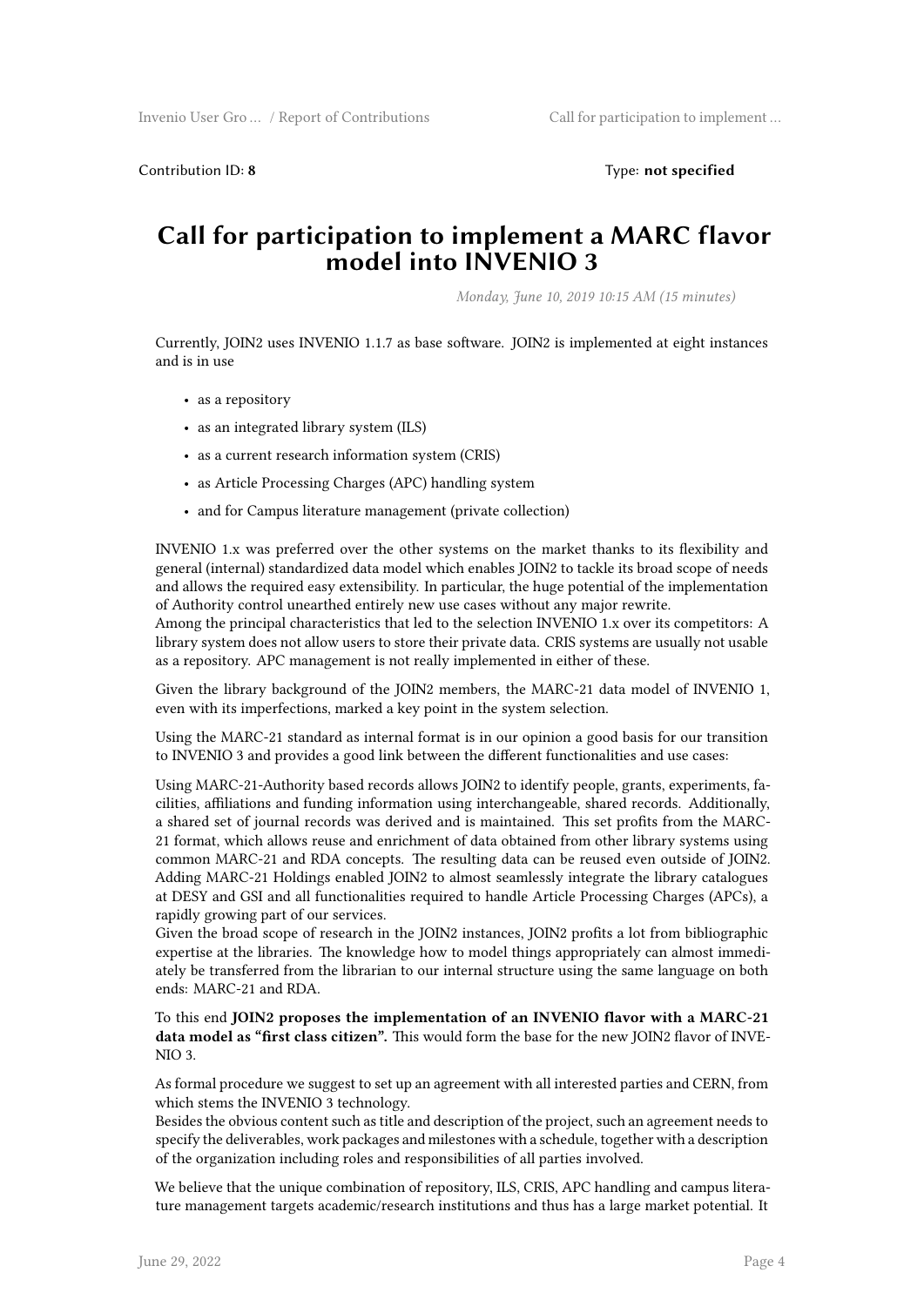Contribution ID: **8** Type: **not specified**

# Call for participation to implement a MARC flavor model into INVENIO 3

*Monday, June 10, 2019 10:15 AM (15 minutes)*

Currently, JOIN2 uses INVENIO 1.1.7 as base software. JOIN2 is implemented at eight instances and is in use

- as a repository
- as an integrated library system (ILS)
- as a current research information system (CRIS)
- as Article Processing Charges (APC) handling system
- and for Campus literature management (private collection)

INVENIO 1.x was preferred over the other systems on the market thanks to its flexibility and general (internal) standardized data model which enables JOIN2 to tackle its broad scope of needs and allows the required easy extensibility. In particular, the huge potential of the implementation of Authority control unearthed entirely new use cases without any major rewrite.
Among the principal characteristics that led to the selection INVENIO 1.x over its competitors: A library system does not allow users to store their private data. CRIS systems are usually not usable as a repository. APC management is not really implemented in either of these.

Given the library background of the JOIN2 members, the MARC-21 data model of INVENIO 1, even with its imperfections, marked a key point in the system selection.

Using the MARC-21 standard as internal format is in our opinion a good basis for our transition to INVENIO 3 and provides a good link between the different functionalities and use cases:

Using MARC-21-Authority based records allows JOIN2 to identify people, grants, experiments, facilities, affiliations and funding information using interchangeable, shared records. Additionally, a shared set of journal records was derived and is maintained. This set profits from the MARC-21 format, which allows reuse and enrichment of data obtained from other library systems using common MARC-21 and RDA concepts. The resulting data can be reused even outside of JOIN2. Adding MARC-21 Holdings enabled JOIN2 to almost seamlessly integrate the library catalogues at DESY and GSI and all functionalities required to handle Article Processing Charges (APCs), a rapidly growing part of our services.
Given the broad scope of research in the JOIN2 instances, JOIN2 profits a lot from bibliographic expertise at the libraries. The knowledge how to model things appropriately can almost immediately be transferred from the librarian to our internal structure using the same language on both ends: MARC-21 and RDA.

To this end **JOIN2 proposes the implementation of an INVENIO flavor with a MARC-21 data model as "first class citizen".** This would form the base for the new JOIN2 flavor of INVENIO 3.

As formal procedure we suggest to set up an agreement with all interested parties and CERN, from which stems the INVENIO 3 technology.
Besides the obvious content such as title and description of the project, such an agreement needs to specify the deliverables, work packages and milestones with a schedule, together with a description of the organization including roles and responsibilities of all parties involved.

We believe that the unique combination of repository, ILS, CRIS, APC handling and campus literature management targets academic/research institutions and thus has a large market potential. It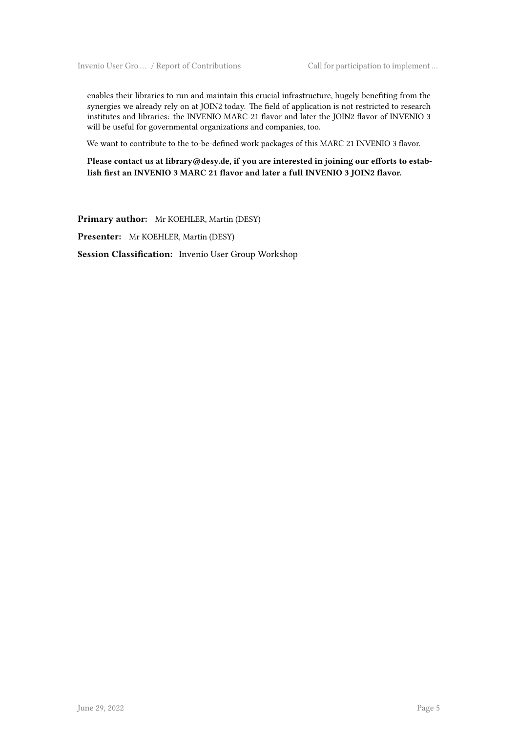enables their libraries to run and maintain this crucial infrastructure, hugely benefiting from the synergies we already rely on at JOIN2 today. The field of application is not restricted to research institutes and libraries: the INVENIO MARC-21 flavor and later the JOIN2 flavor of INVENIO 3 will be useful for governmental organizations and companies, too.

We want to contribute to the to-be-defined work packages of this MARC 21 INVENIO 3 flavor.

**Please contact us at library@desy.de, if you are interested in joining our efforts to establish first an INVENIO 3 MARC 21 flavor and later a full INVENIO 3 JOIN2 flavor.**

**Primary author:** Mr KOEHLER, Martin (DESY)

**Presenter:** Mr KOEHLER, Martin (DESY)

**Session Classification:** Invenio User Group Workshop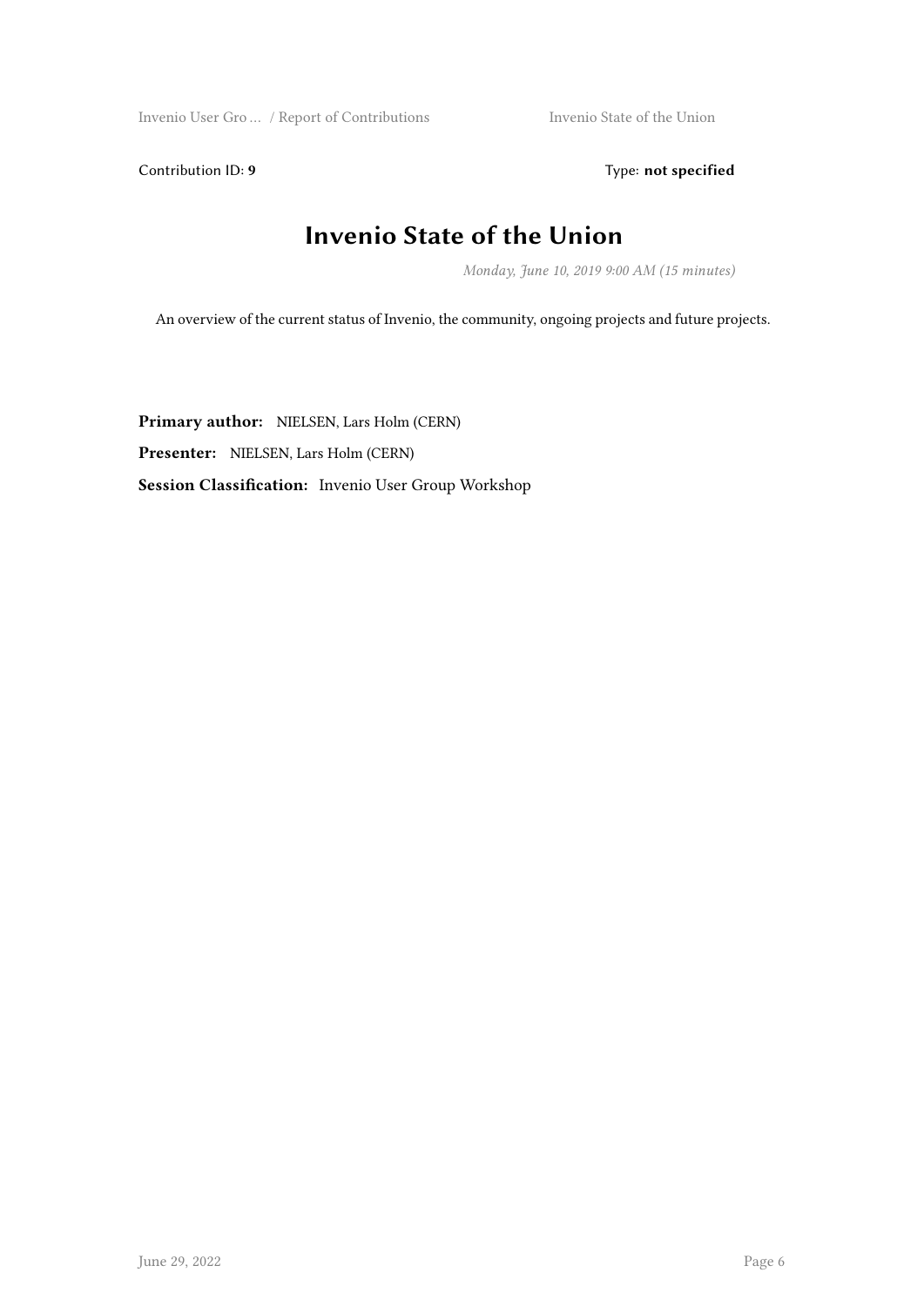Contribution ID: **9** Type: **not specified**

# Invenio State of the Union

*Monday, June 10, 2019 9:00 AM (15 minutes)*

An overview of the current status of Invenio, the community, ongoing projects and future projects.

**Primary author:** NIELSEN, Lars Holm (CERN)

**Presenter:** NIELSEN, Lars Holm (CERN)

**Session Classification:** Invenio User Group Workshop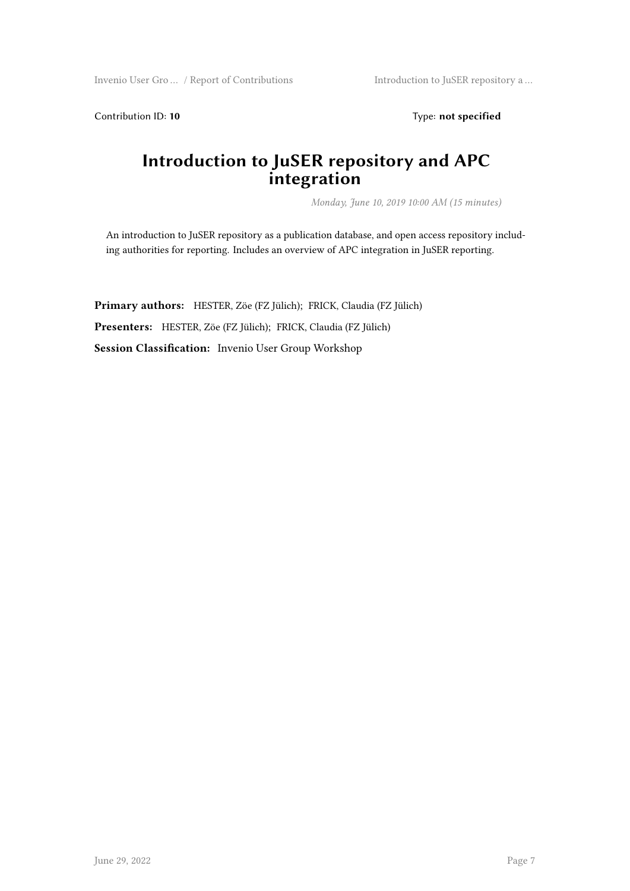Contribution ID: **10** Type: **not specified**

# Introduction to JuSER repository and APC integration

*Monday, June 10, 2019 10:00 AM (15 minutes)*

An introduction to JuSER repository as a publication database, and open access repository including authorities for reporting. Includes an overview of APC integration in JuSER reporting.

**Primary authors:** HESTER, Zöe (FZ Jülich); FRICK, Claudia (FZ Jülich)

**Presenters:** HESTER, Zöe (FZ Jülich); FRICK, Claudia (FZ Jülich)

**Session Classification:** Invenio User Group Workshop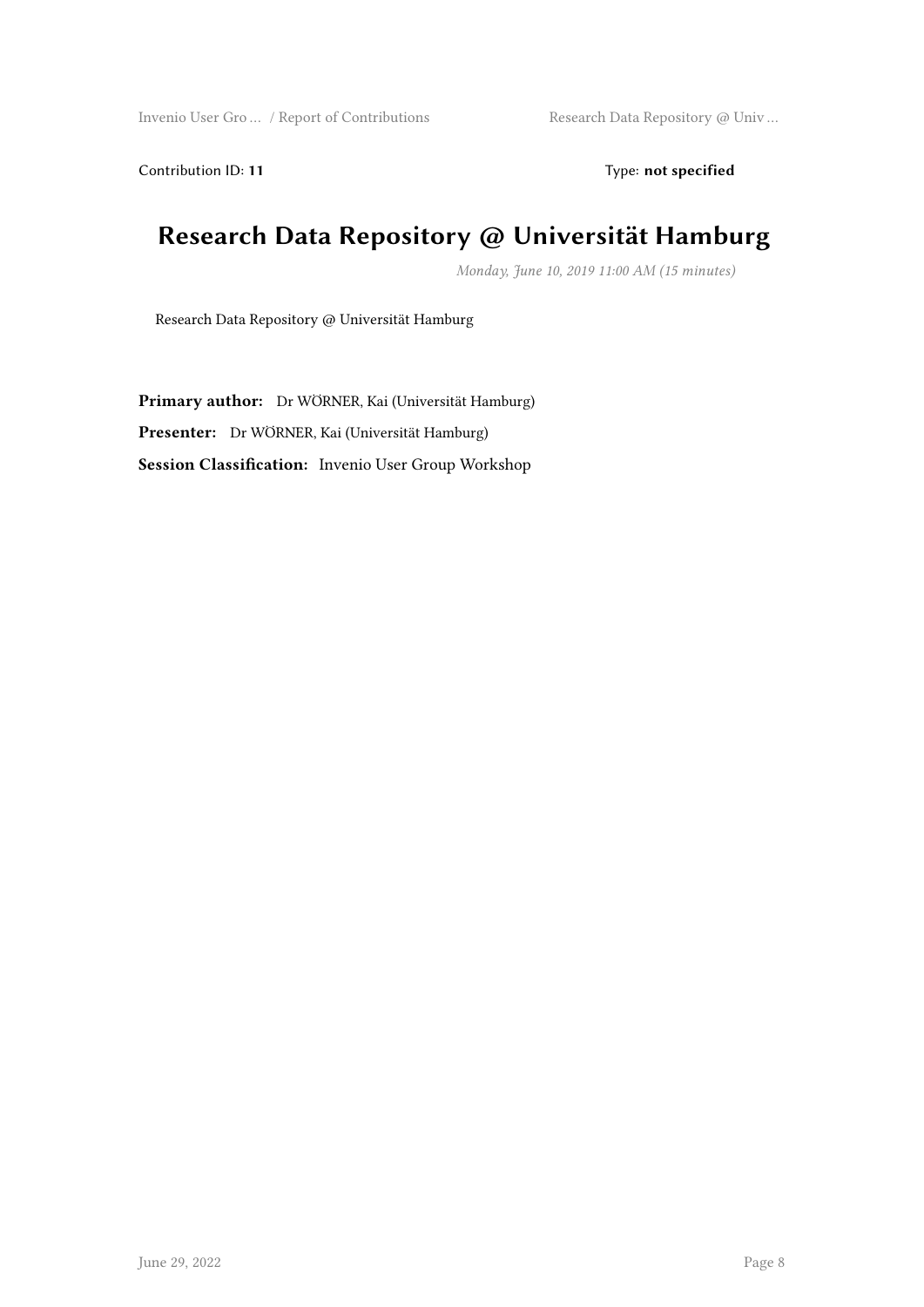Contribution ID: **11** Type: **not specified**

# Research Data Repository @ Universität Hamburg

*Monday, June 10, 2019 11:00 AM (15 minutes)*

Research Data Repository @ Universität Hamburg

**Primary author:** Dr WÖRNER, Kai (Universität Hamburg)

**Presenter:** Dr WÖRNER, Kai (Universität Hamburg)

**Session Classification:** Invenio User Group Workshop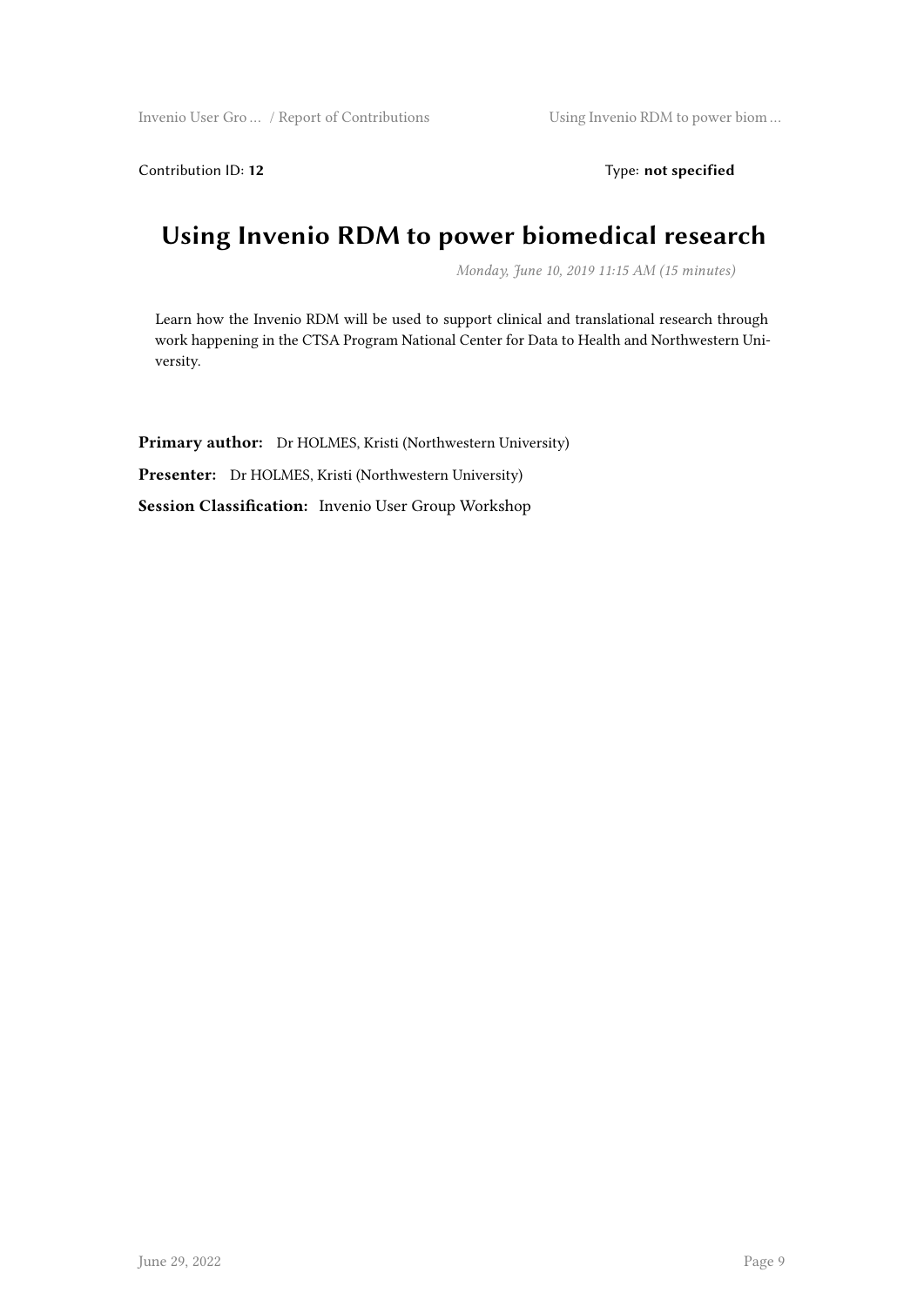Contribution ID: **12** Type: **not specified**

# Using Invenio RDM to power biomedical research

*Monday, June 10, 2019 11:15 AM (15 minutes)*

Learn how the Invenio RDM will be used to support clinical and translational research through work happening in the CTSA Program National Center for Data to Health and Northwestern University.

**Primary author:** Dr HOLMES, Kristi (Northwestern University)

**Presenter:** Dr HOLMES, Kristi (Northwestern University)

**Session Classification:** Invenio User Group Workshop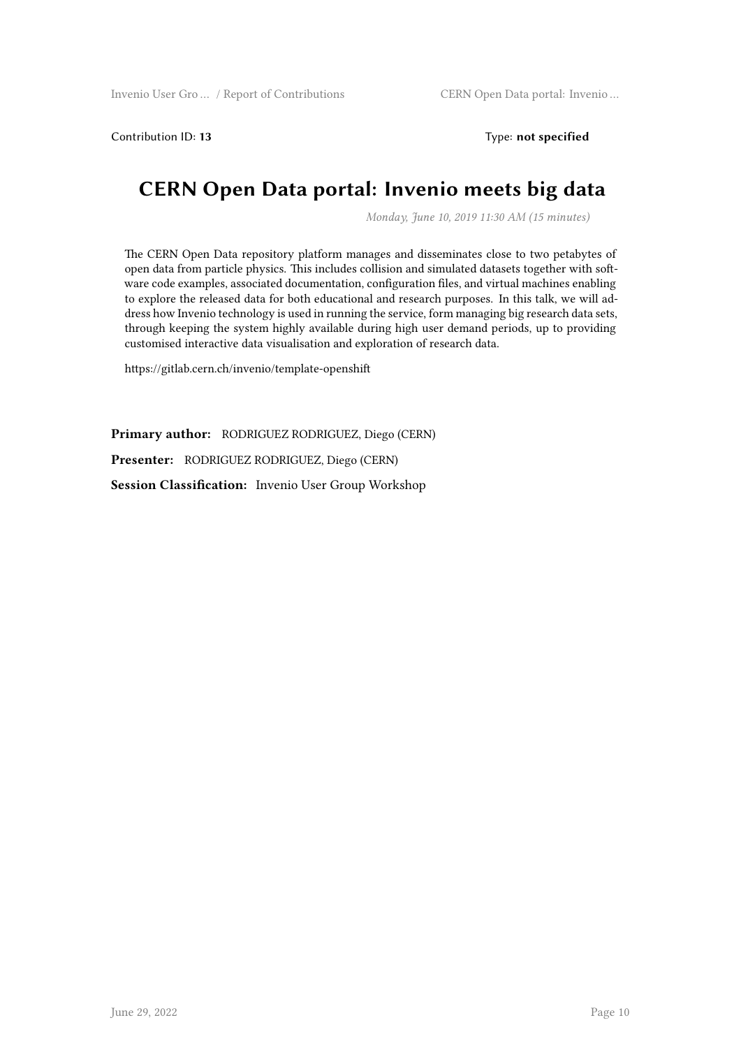Contribution ID: **13** Type: **not specified**

# CERN Open Data portal: Invenio meets big data

*Monday, June 10, 2019 11:30 AM (15 minutes)*

The CERN Open Data repository platform manages and disseminates close to two petabytes of open data from particle physics. This includes collision and simulated datasets together with software code examples, associated documentation, configuration files, and virtual machines enabling to explore the released data for both educational and research purposes. In this talk, we will address how Invenio technology is used in running the service, form managing big research data sets, through keeping the system highly available during high user demand periods, up to providing customised interactive data visualisation and exploration of research data.

https://gitlab.cern.ch/invenio/template-openshift

**Primary author:** RODRIGUEZ RODRIGUEZ, Diego (CERN)

**Presenter:** RODRIGUEZ RODRIGUEZ, Diego (CERN)

**Session Classification:** Invenio User Group Workshop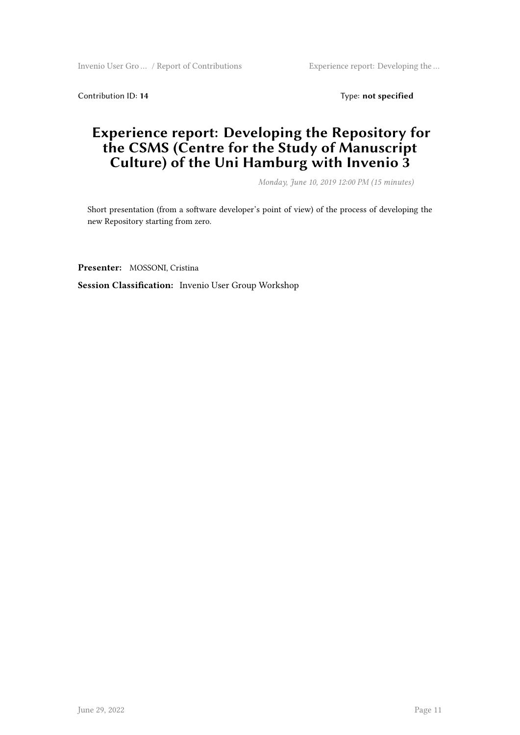Contribution ID: **14** Type: **not specified**

# Experience report: Developing the Repository for the CSMS (Centre for the Study of Manuscript Culture) of the Uni Hamburg with Invenio 3

*Monday, June 10, 2019 12:00 PM (15 minutes)*

Short presentation (from a software developer's point of view) of the process of developing the new Repository starting from zero.

**Presenter:** MOSSONI, Cristina

**Session Classification:** Invenio User Group Workshop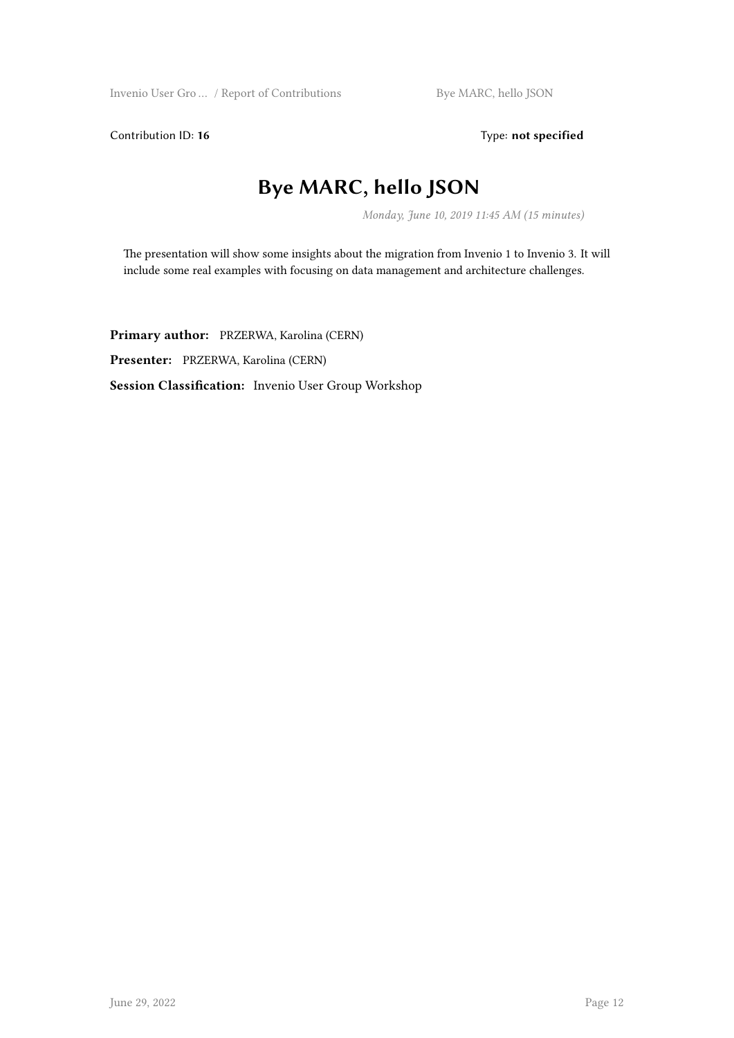Contribution ID: **16** Type: **not specified**

# Bye MARC, hello JSON

*Monday, June 10, 2019 11:45 AM (15 minutes)*

The presentation will show some insights about the migration from Invenio 1 to Invenio 3. It will include some real examples with focusing on data management and architecture challenges.

**Primary author:** PRZERWA, Karolina (CERN)

**Presenter:** PRZERWA, Karolina (CERN)

**Session Classification:** Invenio User Group Workshop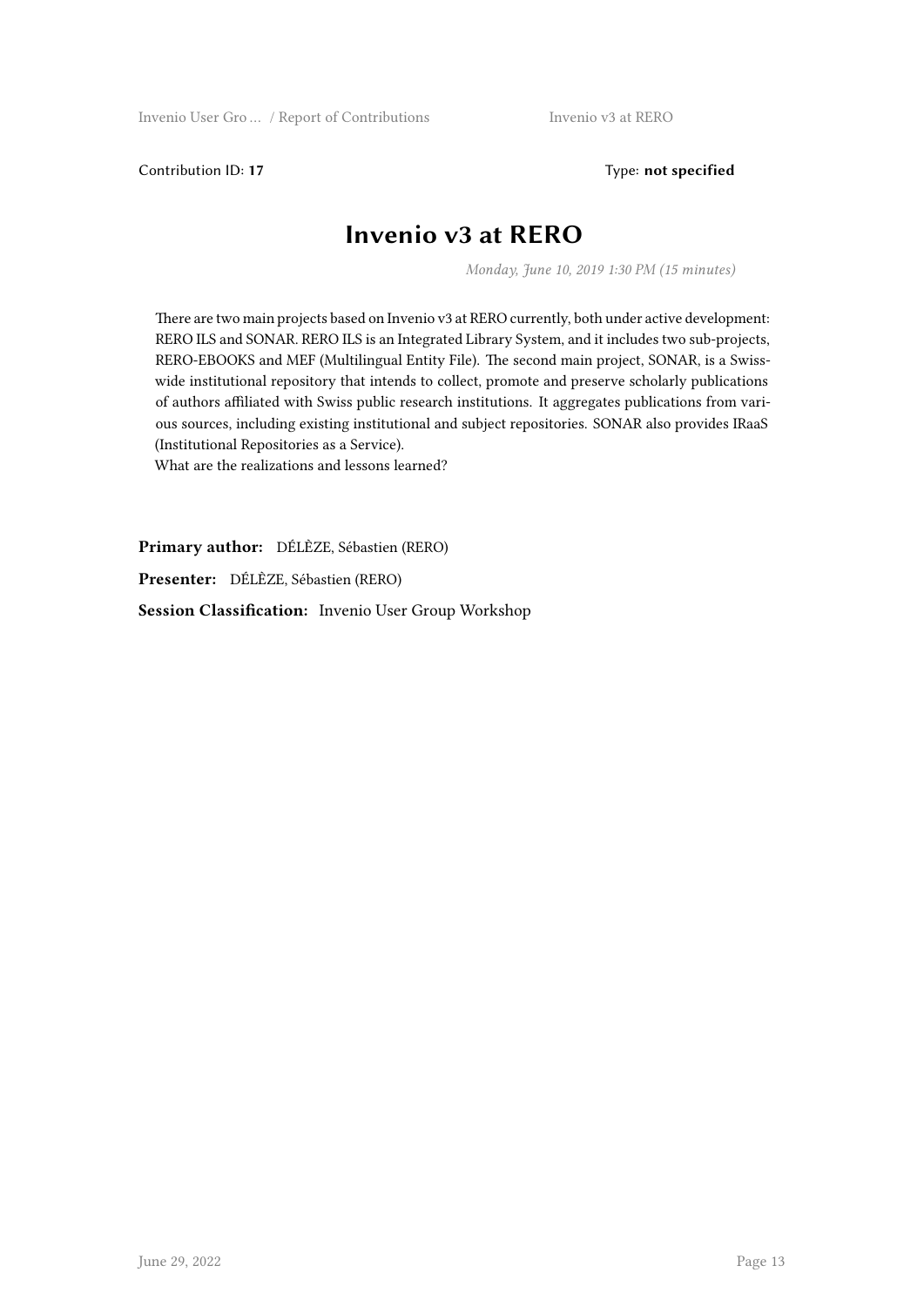Contribution ID: **17** Type: **not specified**

# Invenio v3 at RERO

*Monday, June 10, 2019 1:30 PM (15 minutes)*

There are two main projects based on Invenio v3 at RERO currently, both under active development: RERO ILS and SONAR. RERO ILS is an Integrated Library System, and it includes two sub-projects, RERO-EBOOKS and MEF (Multilingual Entity File). The second main project, SONAR, is a Swiss-wide institutional repository that intends to collect, promote and preserve scholarly publications of authors affiliated with Swiss public research institutions. It aggregates publications from various sources, including existing institutional and subject repositories. SONAR also provides IRaaS (Institutional Repositories as a Service).
What are the realizations and lessons learned?

**Primary author:** DÉLÈZE, Sébastien (RERO)

**Presenter:** DÉLÈZE, Sébastien (RERO)

**Session Classification:** Invenio User Group Workshop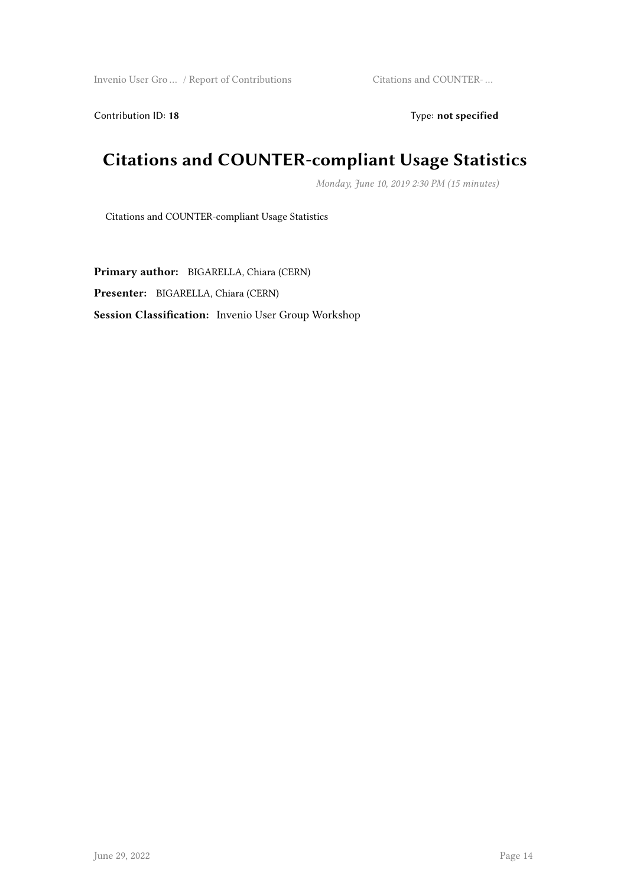Contribution ID: **18** Type: **not specified**

# Citations and COUNTER-compliant Usage Statistics

*Monday, June 10, 2019 2:30 PM (15 minutes)*

Citations and COUNTER-compliant Usage Statistics

**Primary author:** BIGARELLA, Chiara (CERN)

**Presenter:** BIGARELLA, Chiara (CERN)

**Session Classification:** Invenio User Group Workshop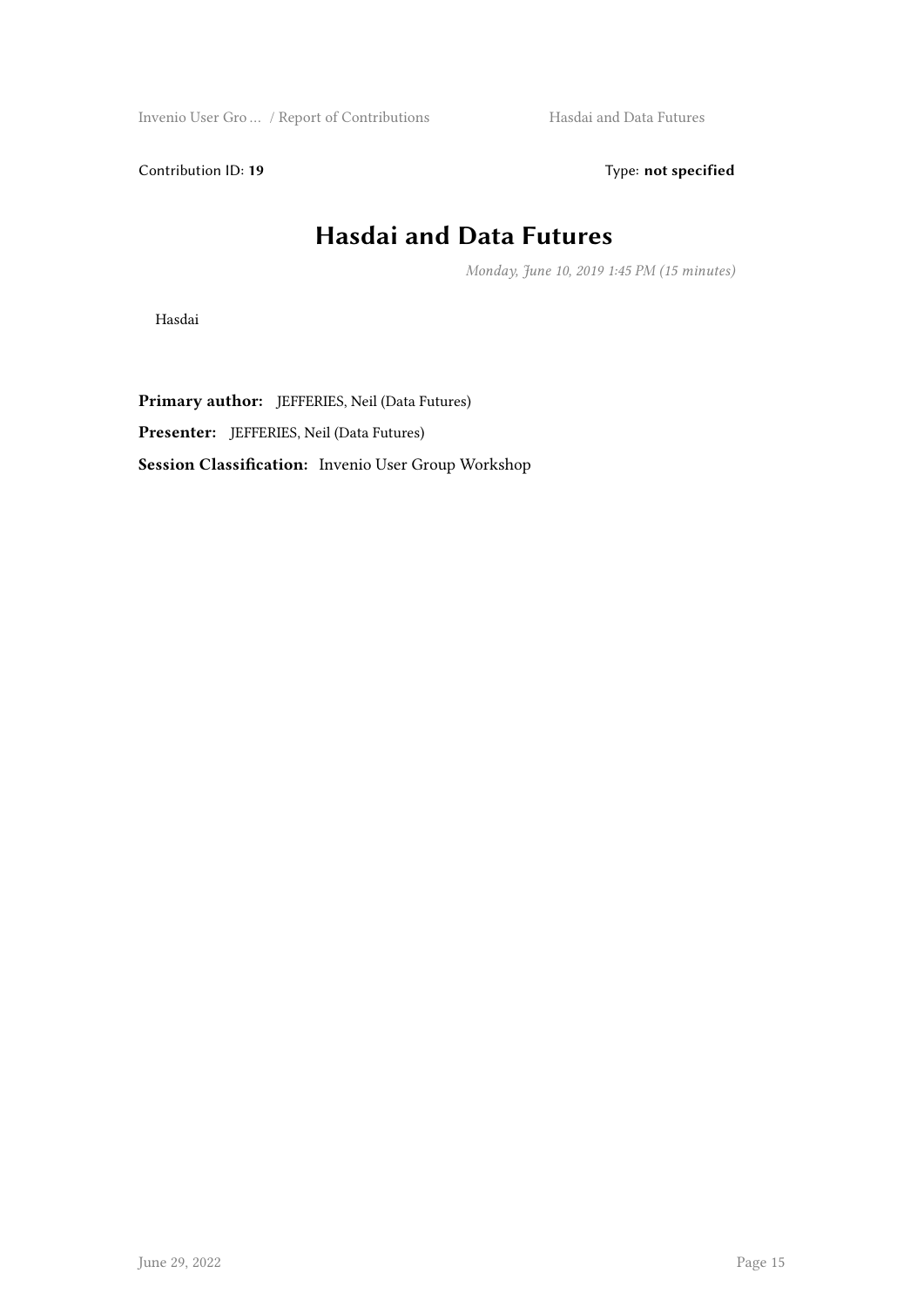Contribution ID: **19** Type: **not specified**

# Hasdai and Data Futures

*Monday, June 10, 2019 1:45 PM (15 minutes)*

Hasdai

**Primary author:** JEFFERIES, Neil (Data Futures)

**Presenter:** JEFFERIES, Neil (Data Futures)

**Session Classification:** Invenio User Group Workshop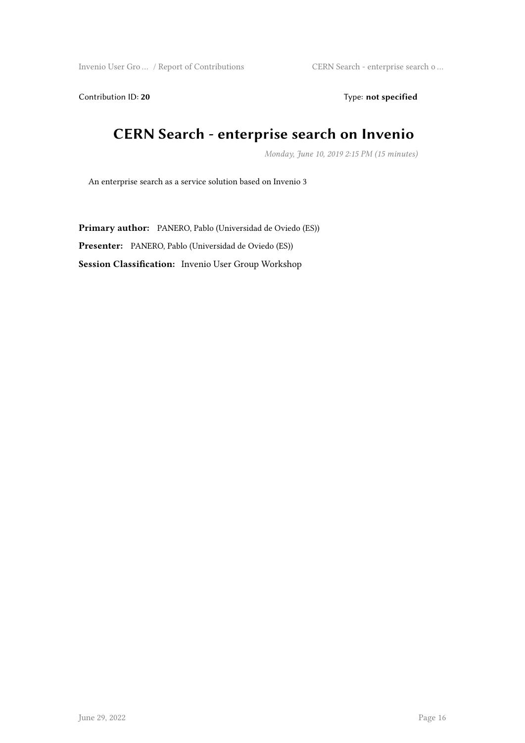Contribution ID: **20** Type: **not specified**

# CERN Search - enterprise search on Invenio

*Monday, June 10, 2019 2:15 PM (15 minutes)*

An enterprise search as a service solution based on Invenio 3

**Primary author:** PANERO, Pablo (Universidad de Oviedo (ES))

**Presenter:** PANERO, Pablo (Universidad de Oviedo (ES))

**Session Classification:** Invenio User Group Workshop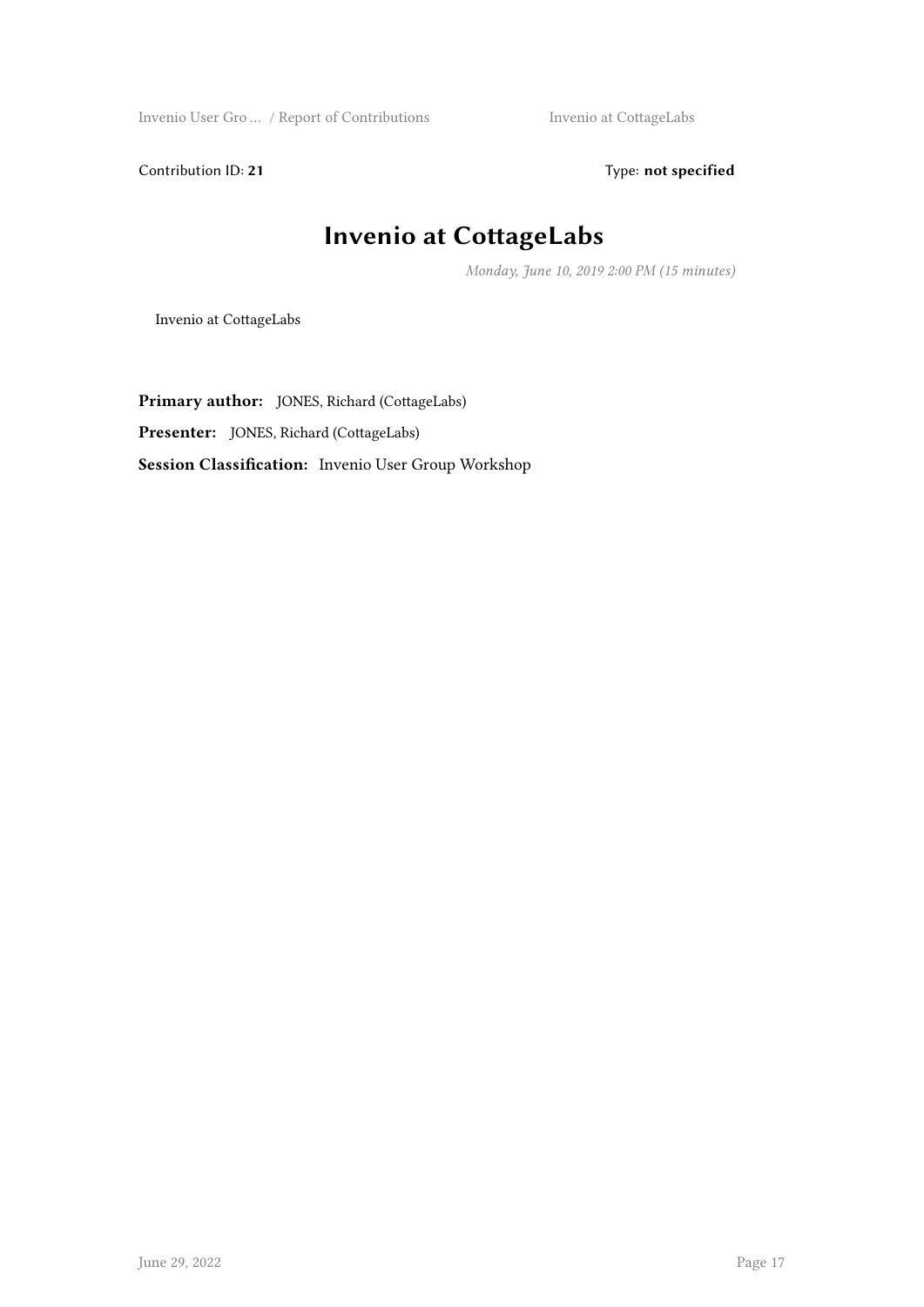Contribution ID: **21** Type: **not specified**

# Invenio at CottageLabs

*Monday, June 10, 2019 2:00 PM (15 minutes)*

Invenio at CottageLabs

**Primary author:** JONES, Richard (CottageLabs)

**Presenter:** JONES, Richard (CottageLabs)

**Session Classification:** Invenio User Group Workshop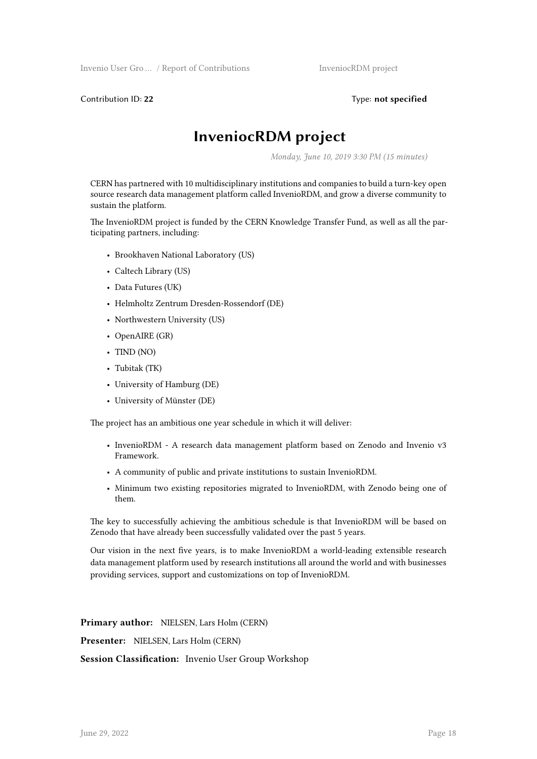Contribution ID: **22** Type: **not specified**

# InveniocRDM project

*Monday, June 10, 2019 3:30 PM (15 minutes)*

CERN has partnered with 10 multidisciplinary institutions and companies to build a turn-key open source research data management platform called InvenioRDM, and grow a diverse community to sustain the platform.

The InvenioRDM project is funded by the CERN Knowledge Transfer Fund, as well as all the participating partners, including:

- Brookhaven National Laboratory (US)
- Caltech Library (US)
- Data Futures (UK)
- Helmholtz Zentrum Dresden-Rossendorf (DE)
- Northwestern University (US)
- OpenAIRE (GR)
- TIND (NO)
- Tubitak (TK)
- University of Hamburg (DE)
- University of Münster (DE)

The project has an ambitious one year schedule in which it will deliver:

- InvenioRDM - A research data management platform based on Zenodo and Invenio v3 Framework.
- A community of public and private institutions to sustain InvenioRDM.
- Minimum two existing repositories migrated to InvenioRDM, with Zenodo being one of them.

The key to successfully achieving the ambitious schedule is that InvenioRDM will be based on Zenodo that have already been successfully validated over the past 5 years.

Our vision in the next five years, is to make InvenioRDM a world-leading extensible research data management platform used by research institutions all around the world and with businesses providing services, support and customizations on top of InvenioRDM.

**Primary author:** NIELSEN, Lars Holm (CERN)

**Presenter:** NIELSEN, Lars Holm (CERN)

**Session Classification:** Invenio User Group Workshop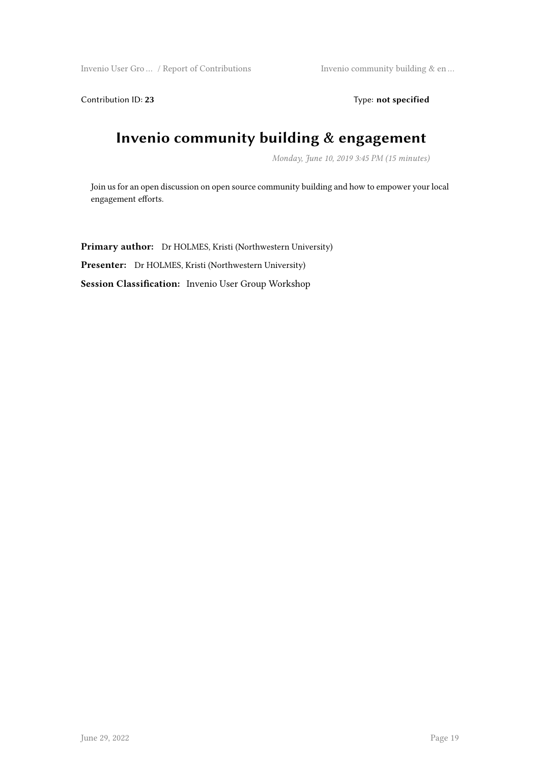Contribution ID: **23** Type: **not specified**

# Invenio community building & engagement

*Monday, June 10, 2019 3:45 PM (15 minutes)*

Join us for an open discussion on open source community building and how to empower your local engagement efforts.

**Primary author:** Dr HOLMES, Kristi (Northwestern University)

**Presenter:** Dr HOLMES, Kristi (Northwestern University)

**Session Classification:** Invenio User Group Workshop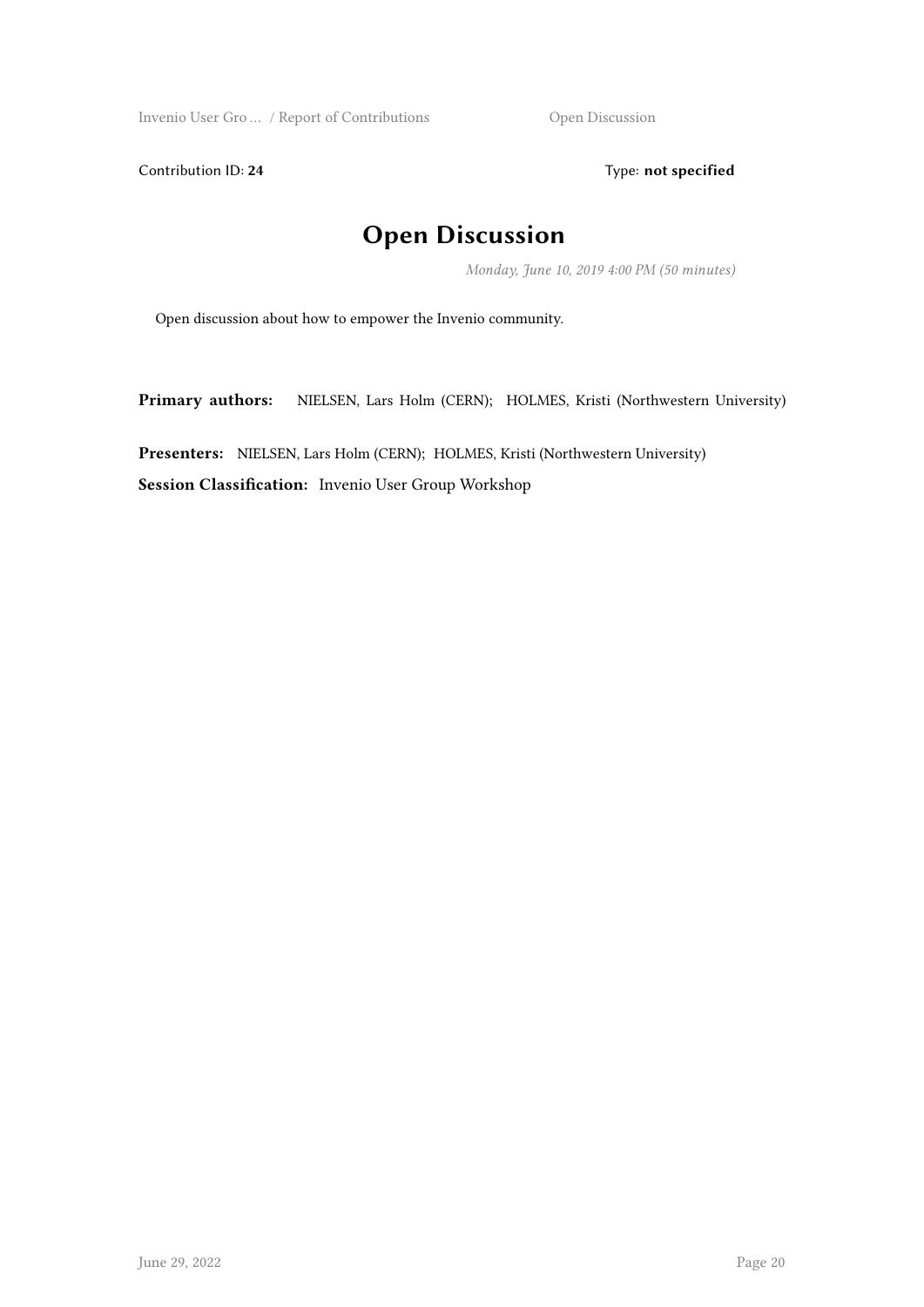Contribution ID: **24** Type: **not specified**

# Open Discussion

*Monday, June 10, 2019 4:00 PM (50 minutes)*

Open discussion about how to empower the Invenio community.

**Primary authors:** NIELSEN, Lars Holm (CERN); HOLMES, Kristi (Northwestern University)

**Presenters:** NIELSEN, Lars Holm (CERN); HOLMES, Kristi (Northwestern University)

**Session Classification:** Invenio User Group Workshop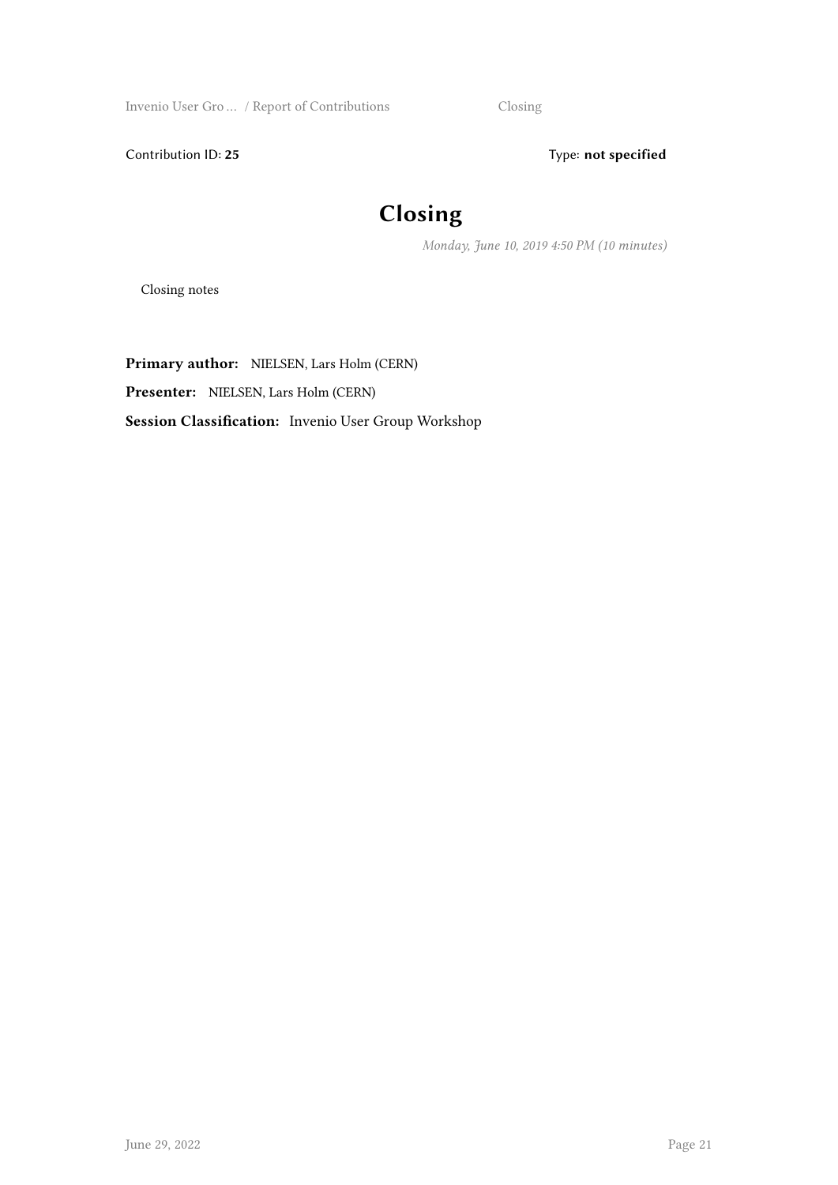Contribution ID: **25** Type: **not specified**

# Closing

*Monday, June 10, 2019 4:50 PM (10 minutes)*

Closing notes

**Primary author:** NIELSEN, Lars Holm (CERN)

**Presenter:** NIELSEN, Lars Holm (CERN)

**Session Classification:** Invenio User Group Workshop